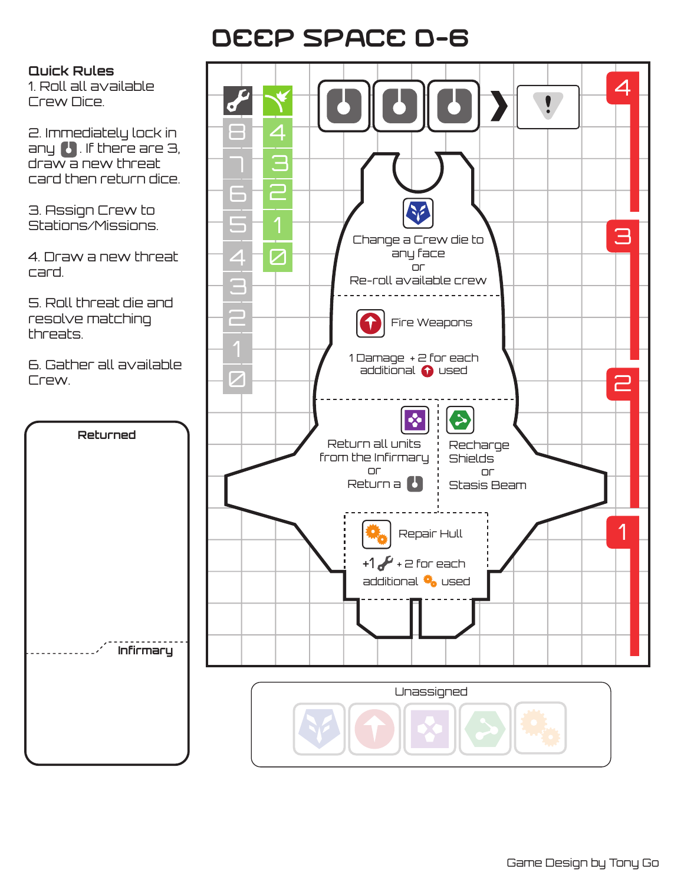# DEEP SPACE D-6

**Quick Rules**

1. Roll all available Crew Dice.
2. Immediately lock in any [threat die]. If there are 3, draw a new threat card then return dice.
3. Assign Crew to Stations/Missions.
4. Draw a new threat card.
5. Roll threat die and resolve matching threats.
6. Gather all available Crew.

**Returned**

**Infirmary**

8 7 6 5 4 3 2 1 0

4 3 2 1 0

4

3

2

1

Change a Crew die to any face or Re-roll available crew

Fire Weapons

1 Damage + 2 for each additional [weapons] used

Return all units from the Infirmary or Return a [threat die]

Recharge Shields or Stasis Beam

Repair Hull

+1 [hull] + 2 for each additional [engineering] used

Unassigned

Game Design by Tony Go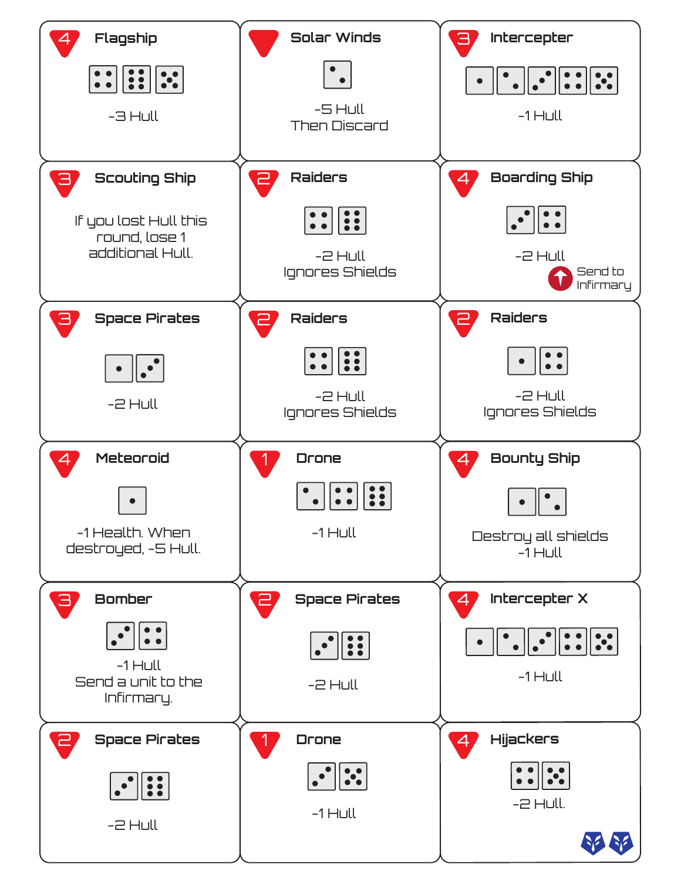## 4 Flagship

⚃ ⚅ ⚄

-3 Hull

## Solar Winds

⚁

-5 Hull
Then Discard

## 3 Intercepter

⚀ ⚁ ⚂ ⚃ ⚄

-1 Hull

## 3 Scouting Ship

If you lost Hull this round, lose 1 additional Hull.

## 2 Raiders

⚃ ⚅

-2 Hull
Ignores Shields

## 4 Boarding Ship

⚂ ⚅

-2 Hull
Send to Infirmary

## 3 Space Pirates

⚀ ⚂

-2 Hull

## 2 Raiders

⚃ ⚅

-2 Hull
Ignores Shields

## 2 Raiders

⚀ ⚃

-2 Hull
Ignores Shields

## 4 Meteoroid

⚀

-1 Health. When destroyed, -5 Hull.

## 1 Drone

⚁ ⚃ ⚅

-1 Hull

## 4 Bounty Ship

⚀ ⚁

Destroy all shields
-1 Hull

## 3 Bomber

⚂ ⚅

-1 Hull
Send a unit to the Infirmary.

## 2 Space Pirates

⚂ ⚅

-2 Hull

## 4 Intercepter X

⚀ ⚁ ⚂ ⚃ ⚄

-1 Hull

## 2 Space Pirates

⚂ ⚅

-2 Hull

## 1 Drone

⚂ ⚄

-1 Hull

## 4 Hijackers

⚃ ⚄

-2 Hull.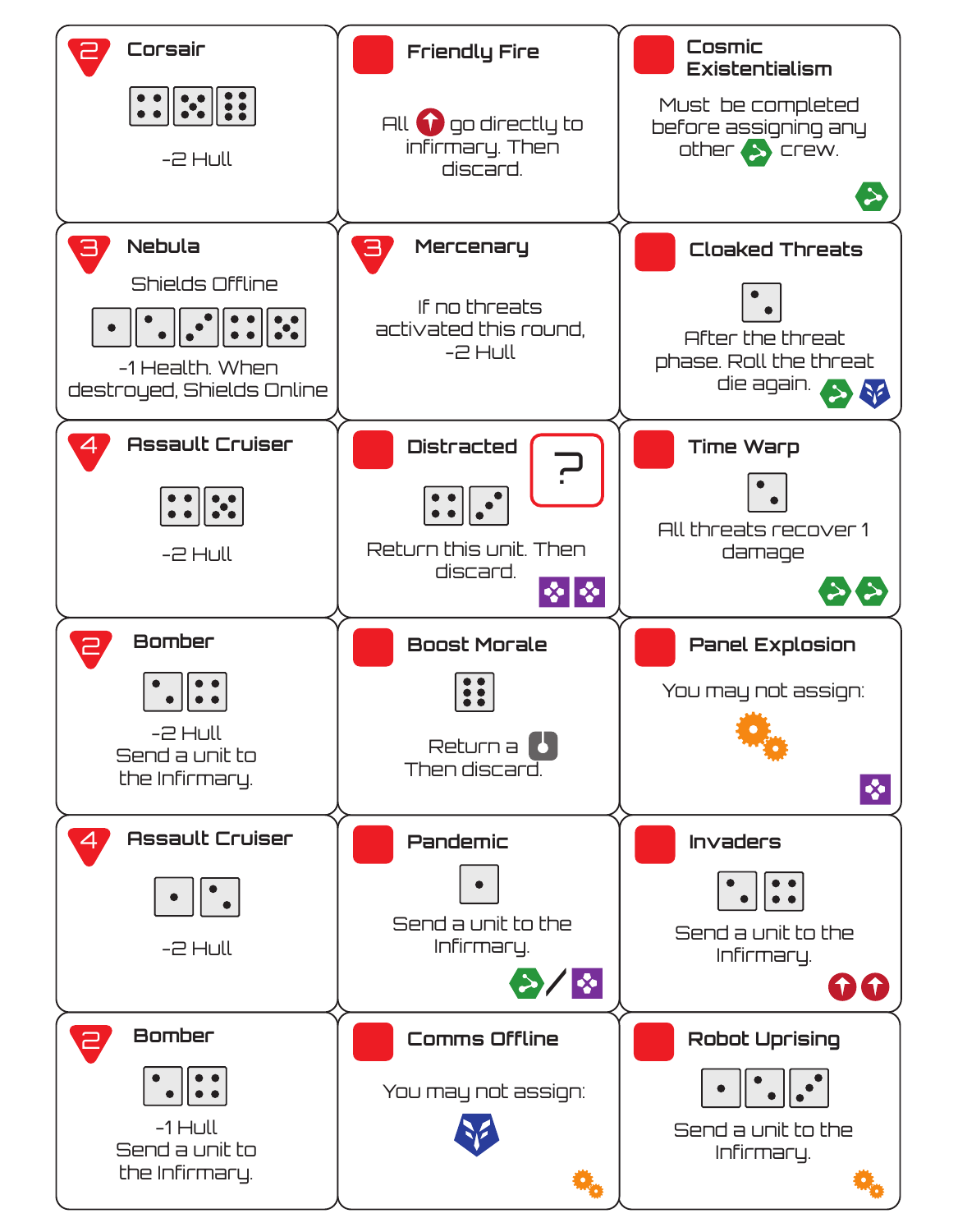## 2 Corsair

-2 Hull

## Friendly Fire

All go directly to infirmary. Then discard.

## Cosmic Existentialism

Must be completed before assigning any other crew.

## 3 Nebula

Shields Offline

-1 Health. When destroyed, Shields Online

## 3 Mercenary

If no threats activated this round, -2 Hull

## Cloaked Threats

After the threat phase. Roll the threat die again.

## 4 Assault Cruiser

-2 Hull

## Distracted

?

Return this unit. Then discard.

## Time Warp

All threats recover 1 damage

## 2 Bomber

-2 Hull
Send a unit to the Infirmary.

## Boost Morale

Return a
Then discard.

## Panel Explosion

You may not assign:

## 4 Assault Cruiser

-2 Hull

## Pandemic

Send a unit to the Infirmary.

/

## Invaders

Send a unit to the Infirmary.

## 2 Bomber

-1 Hull
Send a unit to the Infirmary.

## Comms Offline

You may not assign:

## Robot Uprising

Send a unit to the Infirmary.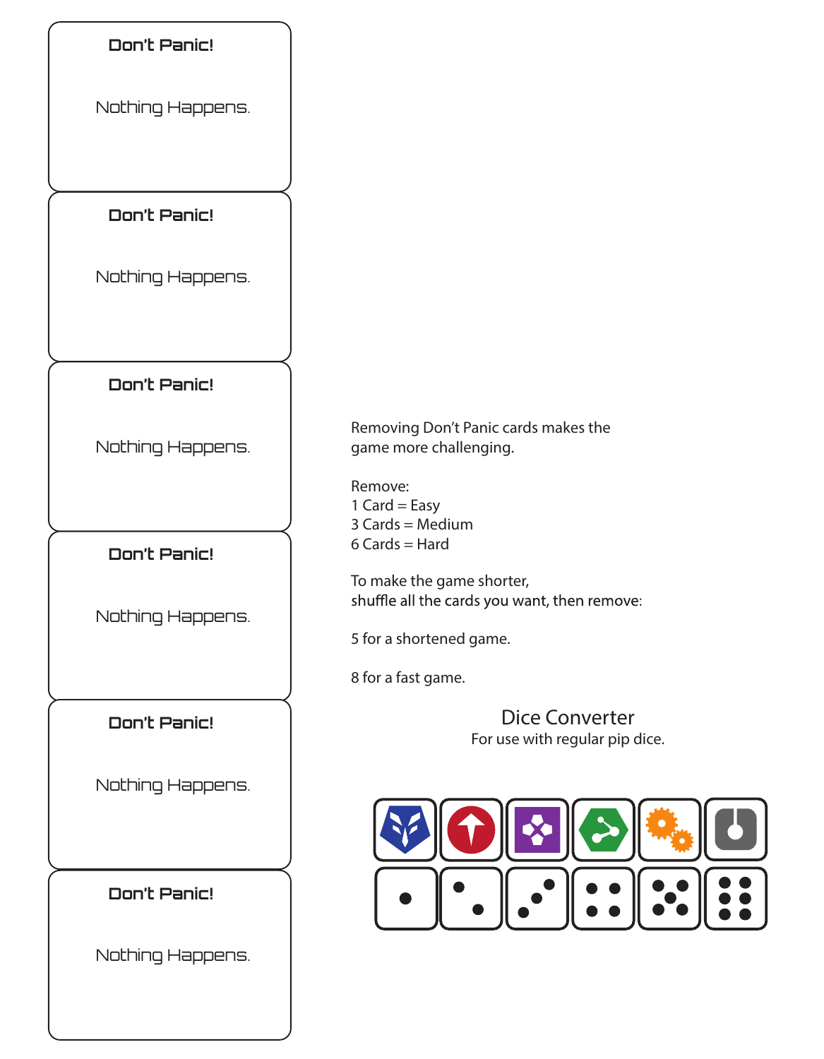Don't Panic!

Nothing Happens.

Don't Panic!

Nothing Happens.

Don't Panic!

Nothing Happens.

Don't Panic!

Nothing Happens.

Don't Panic!

Nothing Happens.

Don't Panic!

Nothing Happens.

Removing Don't Panic cards makes the game more challenging.

Remove:
1 Card = Easy
3 Cards = Medium
6 Cards = Hard

To make the game shorter, shuffle all the cards you want, then remove:

5 for a shortened game.

8 for a fast game.

## Dice Converter

For use with regular pip dice.